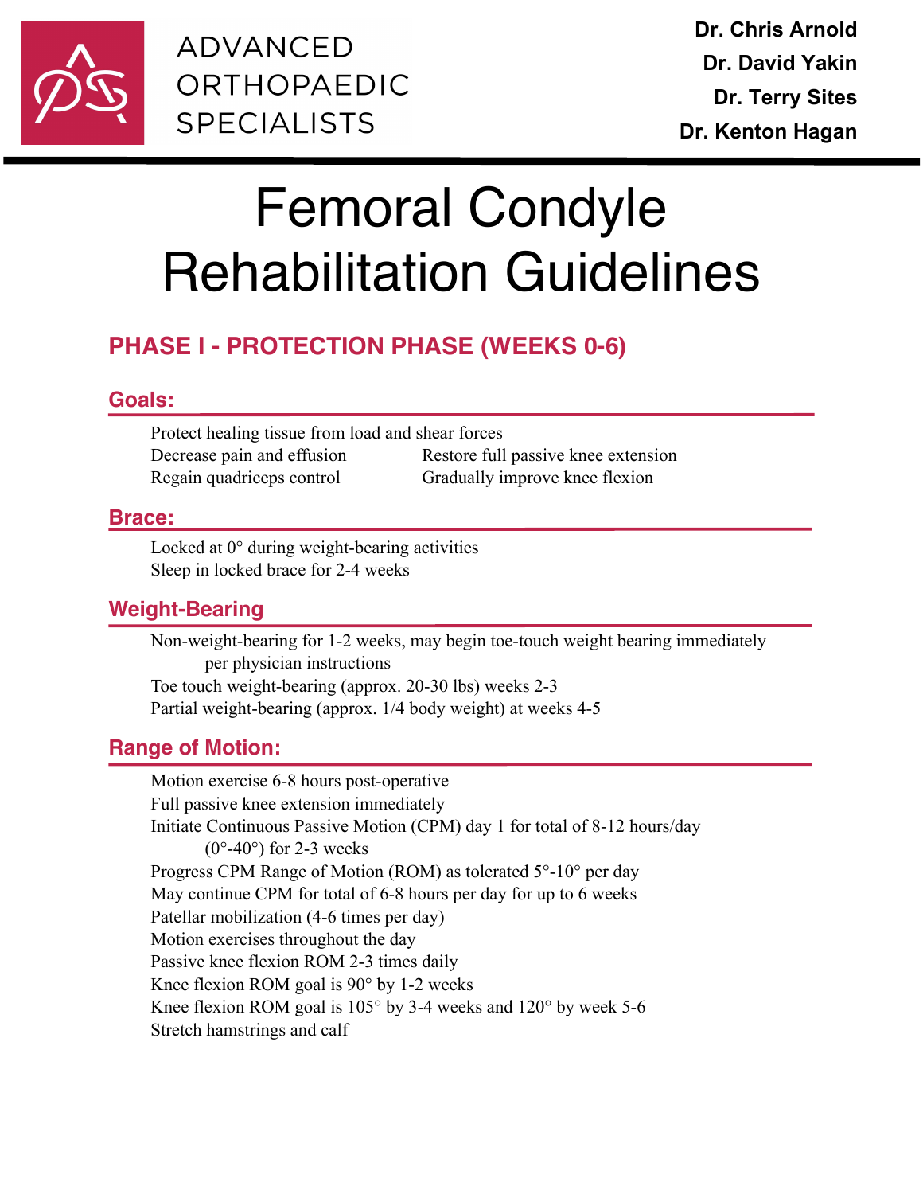ADVANCED ORTHOPAEDIC SPECIALISTS

**Dr. Chris Arnold**
**Dr. David Yakin**
**Dr. Terry Sites**
**Dr. Kenton Hagan**

# Femoral Condyle Rehabilitation Guidelines

## PHASE I - PROTECTION PHASE (WEEKS 0-6)

### Goals:

- Protect healing tissue from load and shear forces
- Decrease pain and effusion
- Restore full passive knee extension
- Regain quadriceps control
- Gradually improve knee flexion

### Brace:

- Locked at 0° during weight-bearing activities
- Sleep in locked brace for 2-4 weeks

### Weight-Bearing

- Non-weight-bearing for 1-2 weeks, may begin toe-touch weight bearing immediately per physician instructions
- Toe touch weight-bearing (approx. 20-30 lbs) weeks 2-3
- Partial weight-bearing (approx. 1/4 body weight) at weeks 4-5

### Range of Motion:

- Motion exercise 6-8 hours post-operative
- Full passive knee extension immediately
- Initiate Continuous Passive Motion (CPM) day 1 for total of 8-12 hours/day (0°-40°) for 2-3 weeks
- Progress CPM Range of Motion (ROM) as tolerated 5°-10° per day
- May continue CPM for total of 6-8 hours per day for up to 6 weeks
- Patellar mobilization (4-6 times per day)
- Motion exercises throughout the day
- Passive knee flexion ROM 2-3 times daily
- Knee flexion ROM goal is 90° by 1-2 weeks
- Knee flexion ROM goal is 105° by 3-4 weeks and 120° by week 5-6
- Stretch hamstrings and calf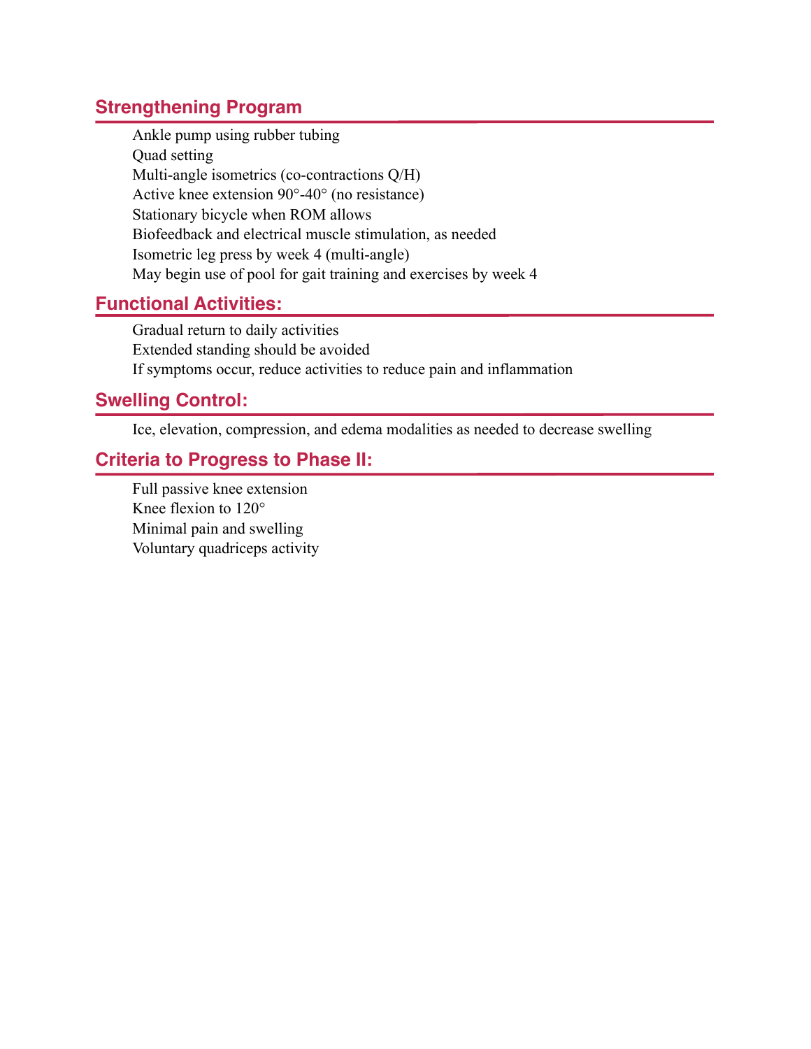## Strengthening Program

- Ankle pump using rubber tubing
- Quad setting
- Multi-angle isometrics (co-contractions Q/H)
- Active knee extension 90°-40° (no resistance)
- Stationary bicycle when ROM allows
- Biofeedback and electrical muscle stimulation, as needed
- Isometric leg press by week 4 (multi-angle)
- May begin use of pool for gait training and exercises by week 4

## Functional Activities:

- Gradual return to daily activities
- Extended standing should be avoided
- If symptoms occur, reduce activities to reduce pain and inflammation

## Swelling Control:

- Ice, elevation, compression, and edema modalities as needed to decrease swelling

## Criteria to Progress to Phase II:

- Full passive knee extension
- Knee flexion to 120°
- Minimal pain and swelling
- Voluntary quadriceps activity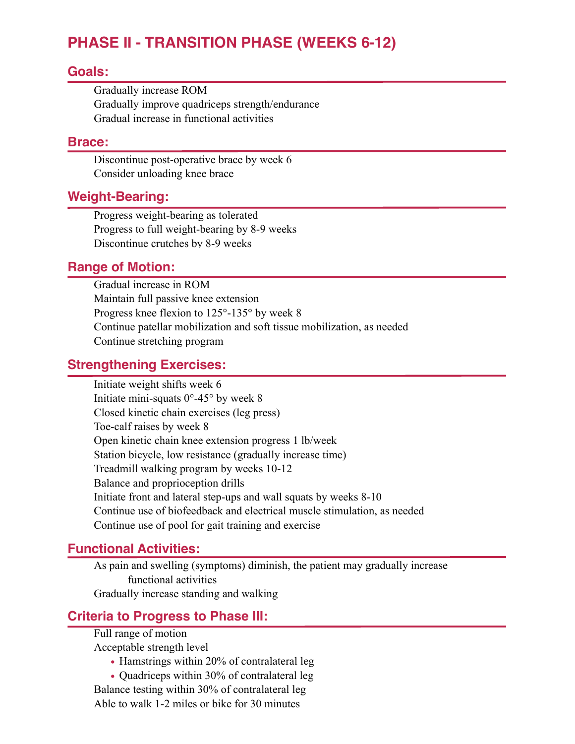# PHASE II - TRANSITION PHASE (WEEKS 6-12)

## Goals:

Gradually increase ROM
Gradually improve quadriceps strength/endurance
Gradual increase in functional activities

## Brace:

Discontinue post-operative brace by week 6
Consider unloading knee brace

## Weight-Bearing:

Progress weight-bearing as tolerated
Progress to full weight-bearing by 8-9 weeks
Discontinue crutches by 8-9 weeks

## Range of Motion:

Gradual increase in ROM
Maintain full passive knee extension
Progress knee flexion to 125°-135° by week 8
Continue patellar mobilization and soft tissue mobilization, as needed
Continue stretching program

## Strengthening Exercises:

Initiate weight shifts week 6
Initiate mini-squats 0°-45° by week 8
Closed kinetic chain exercises (leg press)
Toe-calf raises by week 8
Open kinetic chain knee extension progress 1 lb/week
Station bicycle, low resistance (gradually increase time)
Treadmill walking program by weeks 10-12
Balance and proprioception drills
Initiate front and lateral step-ups and wall squats by weeks 8-10
Continue use of biofeedback and electrical muscle stimulation, as needed
Continue use of pool for gait training and exercise

## Functional Activities:

As pain and swelling (symptoms) diminish, the patient may gradually increase functional activities
Gradually increase standing and walking

## Criteria to Progress to Phase III:

Full range of motion
Acceptable strength level

- Hamstrings within 20% of contralateral leg
- Quadriceps within 30% of contralateral leg

Balance testing within 30% of contralateral leg
Able to walk 1-2 miles or bike for 30 minutes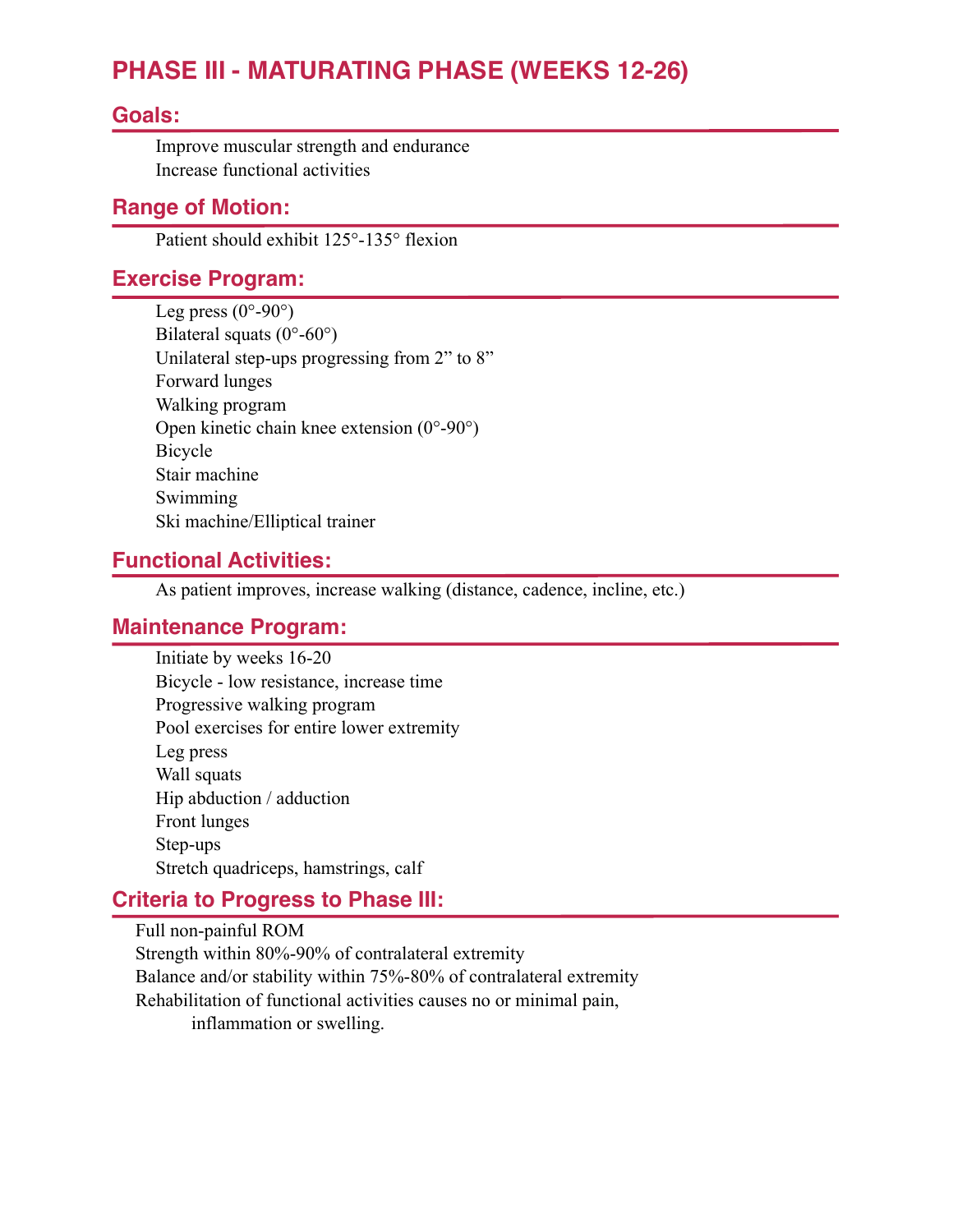# PHASE III - MATURATING PHASE (WEEKS 12-26)

## Goals:

- Improve muscular strength and endurance
- Increase functional activities

## Range of Motion:

- Patient should exhibit 125°-135° flexion

## Exercise Program:

- Leg press (0°-90°)
- Bilateral squats (0°-60°)
- Unilateral step-ups progressing from 2” to 8”
- Forward lunges
- Walking program
- Open kinetic chain knee extension (0°-90°)
- Bicycle
- Stair machine
- Swimming
- Ski machine/Elliptical trainer

## Functional Activities:

- As patient improves, increase walking (distance, cadence, incline, etc.)

## Maintenance Program:

- Initiate by weeks 16-20
- Bicycle - low resistance, increase time
- Progressive walking program
- Pool exercises for entire lower extremity
- Leg press
- Wall squats
- Hip abduction / adduction
- Front lunges
- Step-ups
- Stretch quadriceps, hamstrings, calf

## Criteria to Progress to Phase III:

- Full non-painful ROM
- Strength within 80%-90% of contralateral extremity
- Balance and/or stability within 75%-80% of contralateral extremity
- Rehabilitation of functional activities causes no or minimal pain, inflammation or swelling.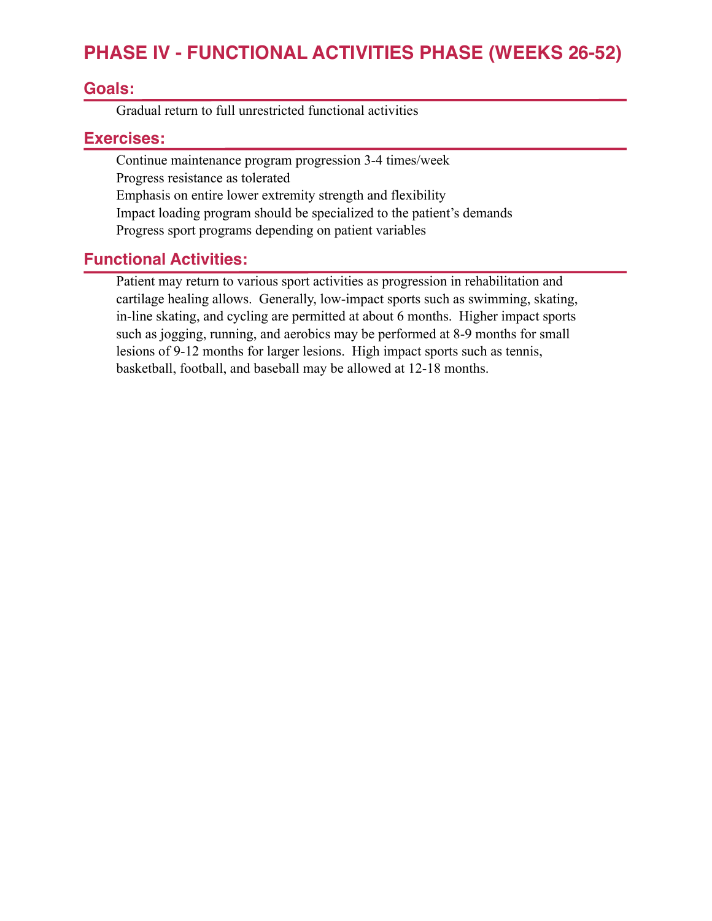## PHASE IV - FUNCTIONAL ACTIVITIES PHASE (WEEKS 26-52)

### Goals:

Gradual return to full unrestricted functional activities

### Exercises:

Continue maintenance program progression 3-4 times/week
Progress resistance as tolerated
Emphasis on entire lower extremity strength and flexibility
Impact loading program should be specialized to the patient's demands
Progress sport programs depending on patient variables

### Functional Activities:

Patient may return to various sport activities as progression in rehabilitation and cartilage healing allows. Generally, low-impact sports such as swimming, skating, in-line skating, and cycling are permitted at about 6 months. Higher impact sports such as jogging, running, and aerobics may be performed at 8-9 months for small lesions of 9-12 months for larger lesions. High impact sports such as tennis, basketball, football, and baseball may be allowed at 12-18 months.